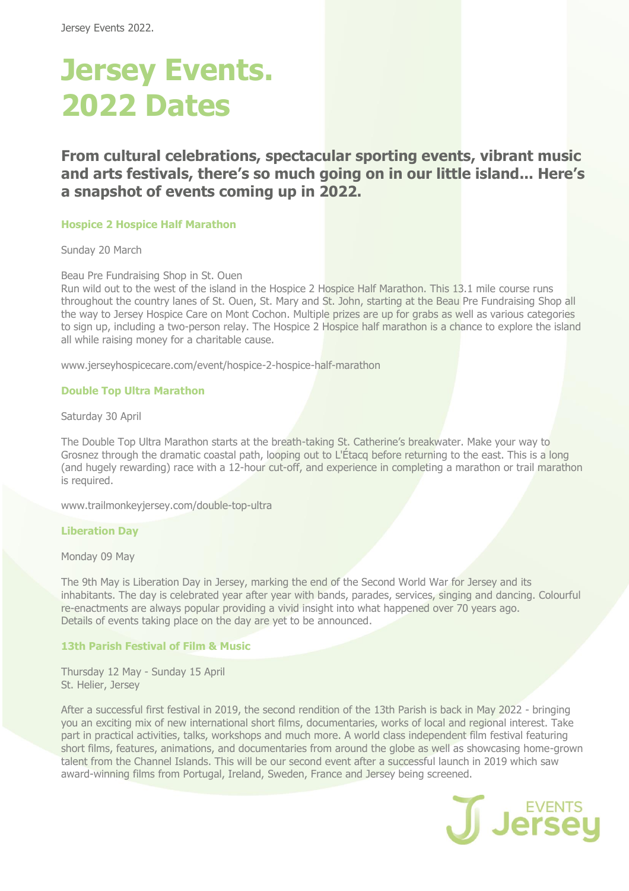# Jersey Events. 2022 Dates

**From cultural celebrations, spectacular sporting events, vibrant music and arts festivals, there's so much going on in our little island... Here's a snapshot of events coming up in 2022.**

### Hospice 2 Hospice Half Marathon

Sunday 20 March

Beau Pre Fundraising Shop in St. Ouen
Run wild out to the west of the island in the Hospice 2 Hospice Half Marathon. This 13.1 mile course runs throughout the country lanes of St. Ouen, St. Mary and St. John, starting at the Beau Pre Fundraising Shop all the way to Jersey Hospice Care on Mont Cochon. Multiple prizes are up for grabs as well as various categories to sign up, including a two-person relay. The Hospice 2 Hospice half marathon is a chance to explore the island all while raising money for a charitable cause.

www.jerseyhospicecare.com/event/hospice-2-hospice-half-marathon

### Double Top Ultra Marathon

Saturday 30 April

The Double Top Ultra Marathon starts at the breath-taking St. Catherine's breakwater. Make your way to Grosnez through the dramatic coastal path, looping out to L'Étacq before returning to the east. This is a long (and hugely rewarding) race with a 12-hour cut-off, and experience in completing a marathon or trail marathon is required.

www.trailmonkeyjersey.com/double-top-ultra

### Liberation Day

Monday 09 May

The 9th May is Liberation Day in Jersey, marking the end of the Second World War for Jersey and its inhabitants. The day is celebrated year after year with bands, parades, services, singing and dancing. Colourful re-enactments are always popular providing a vivid insight into what happened over 70 years ago.
Details of events taking place on the day are yet to be announced.

### 13th Parish Festival of Film & Music

Thursday 12 May - Sunday 15 April
St. Helier, Jersey

After a successful first festival in 2019, the second rendition of the 13th Parish is back in May 2022 - bringing you an exciting mix of new international short films, documentaries, works of local and regional interest. Take part in practical activities, talks, workshops and much more. A world class independent film festival featuring short films, features, animations, and documentaries from around the globe as well as showcasing home-grown talent from the Channel Islands. This will be our second event after a successful launch in 2019 which saw award-winning films from Portugal, Ireland, Sweden, France and Jersey being screened.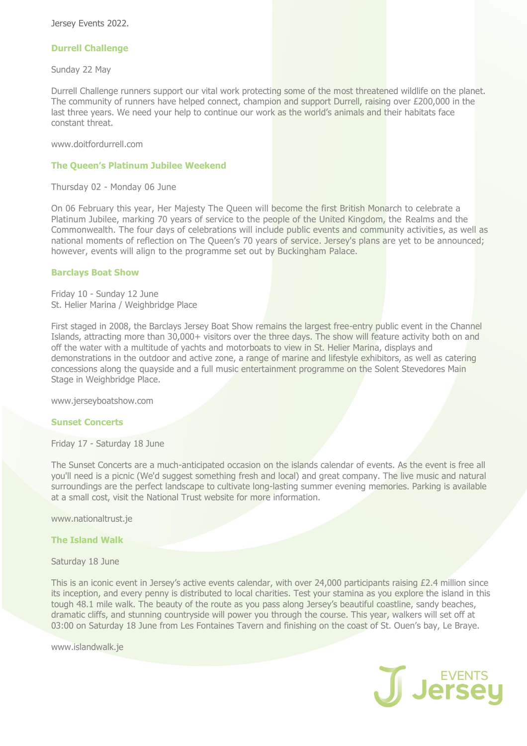Jersey Events 2022.

## Durrell Challenge

Sunday 22 May

Durrell Challenge runners support our vital work protecting some of the most threatened wildlife on the planet. The community of runners have helped connect, champion and support Durrell, raising over £200,000 in the last three years. We need your help to continue our work as the world's animals and their habitats face constant threat.

www.doitfordurrell.com

## The Queen's Platinum Jubilee Weekend

Thursday 02 - Monday 06 June

On 06 February this year, Her Majesty The Queen will become the first British Monarch to celebrate a Platinum Jubilee, marking 70 years of service to the people of the United Kingdom, the Realms and the Commonwealth. The four days of celebrations will include public events and community activities, as well as national moments of reflection on The Queen's 70 years of service. Jersey's plans are yet to be announced; however, events will align to the programme set out by Buckingham Palace.

## Barclays Boat Show

Friday 10 - Sunday 12 June
St. Helier Marina / Weighbridge Place

First staged in 2008, the Barclays Jersey Boat Show remains the largest free-entry public event in the Channel Islands, attracting more than 30,000+ visitors over the three days. The show will feature activity both on and off the water with a multitude of yachts and motorboats to view in St. Helier Marina, displays and demonstrations in the outdoor and active zone, a range of marine and lifestyle exhibitors, as well as catering concessions along the quayside and a full music entertainment programme on the Solent Stevedores Main Stage in Weighbridge Place.

www.jerseyboatshow.com

## Sunset Concerts

Friday 17 - Saturday 18 June

The Sunset Concerts are a much-anticipated occasion on the islands calendar of events. As the event is free all you'll need is a picnic (We'd suggest something fresh and local) and great company. The live music and natural surroundings are the perfect landscape to cultivate long-lasting summer evening memories. Parking is available at a small cost, visit the National Trust website for more information.

www.nationaltrust.je

## The Island Walk

Saturday 18 June

This is an iconic event in Jersey's active events calendar, with over 24,000 participants raising £2.4 million since its inception, and every penny is distributed to local charities. Test your stamina as you explore the island in this tough 48.1 mile walk. The beauty of the route as you pass along Jersey's beautiful coastline, sandy beaches, dramatic cliffs, and stunning countryside will power you through the course. This year, walkers will set off at 03:00 on Saturday 18 June from Les Fontaines Tavern and finishing on the coast of St. Ouen's bay, Le Braye.

www.islandwalk.je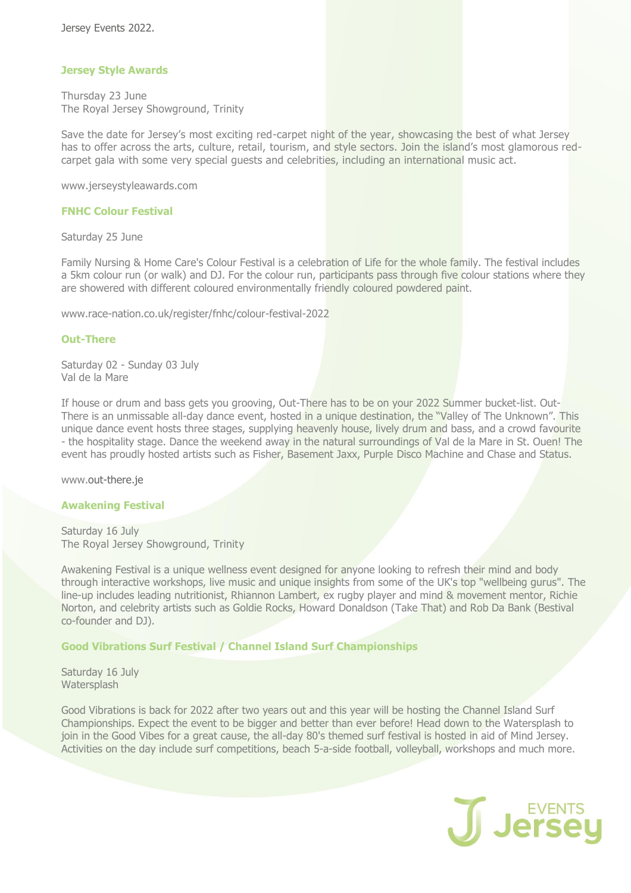Jersey Events 2022.

## Jersey Style Awards

Thursday 23 June
The Royal Jersey Showground, Trinity

Save the date for Jersey's most exciting red-carpet night of the year, showcasing the best of what Jersey has to offer across the arts, culture, retail, tourism, and style sectors. Join the island's most glamorous red-carpet gala with some very special guests and celebrities, including an international music act.

www.jerseystyleawards.com

## FNHC Colour Festival

Saturday 25 June

Family Nursing & Home Care's Colour Festival is a celebration of Life for the whole family. The festival includes a 5km colour run (or walk) and DJ. For the colour run, participants pass through five colour stations where they are showered with different coloured environmentally friendly coloured powdered paint.

www.race-nation.co.uk/register/fnhc/colour-festival-2022

## Out-There

Saturday 02 - Sunday 03 July
Val de la Mare

If house or drum and bass gets you grooving, Out-There has to be on your 2022 Summer bucket-list. Out-There is an unmissable all-day dance event, hosted in a unique destination, the "Valley of The Unknown". This unique dance event hosts three stages, supplying heavenly house, lively drum and bass, and a crowd favourite - the hospitality stage. Dance the weekend away in the natural surroundings of Val de la Mare in St. Ouen! The event has proudly hosted artists such as Fisher, Basement Jaxx, Purple Disco Machine and Chase and Status.

www.out-there.je

## Awakening Festival

Saturday 16 July
The Royal Jersey Showground, Trinity

Awakening Festival is a unique wellness event designed for anyone looking to refresh their mind and body through interactive workshops, live music and unique insights from some of the UK's top "wellbeing gurus". The line-up includes leading nutritionist, Rhiannon Lambert, ex rugby player and mind & movement mentor, Richie Norton, and celebrity artists such as Goldie Rocks, Howard Donaldson (Take That) and Rob Da Bank (Bestival co-founder and DJ).

## Good Vibrations Surf Festival / Channel Island Surf Championships

Saturday 16 July
Watersplash

Good Vibrations is back for 2022 after two years out and this year will be hosting the Channel Island Surf Championships. Expect the event to be bigger and better than ever before! Head down to the Watersplash to join in the Good Vibes for a great cause, the all-day 80's themed surf festival is hosted in aid of Mind Jersey. Activities on the day include surf competitions, beach 5-a-side football, volleyball, workshops and much more.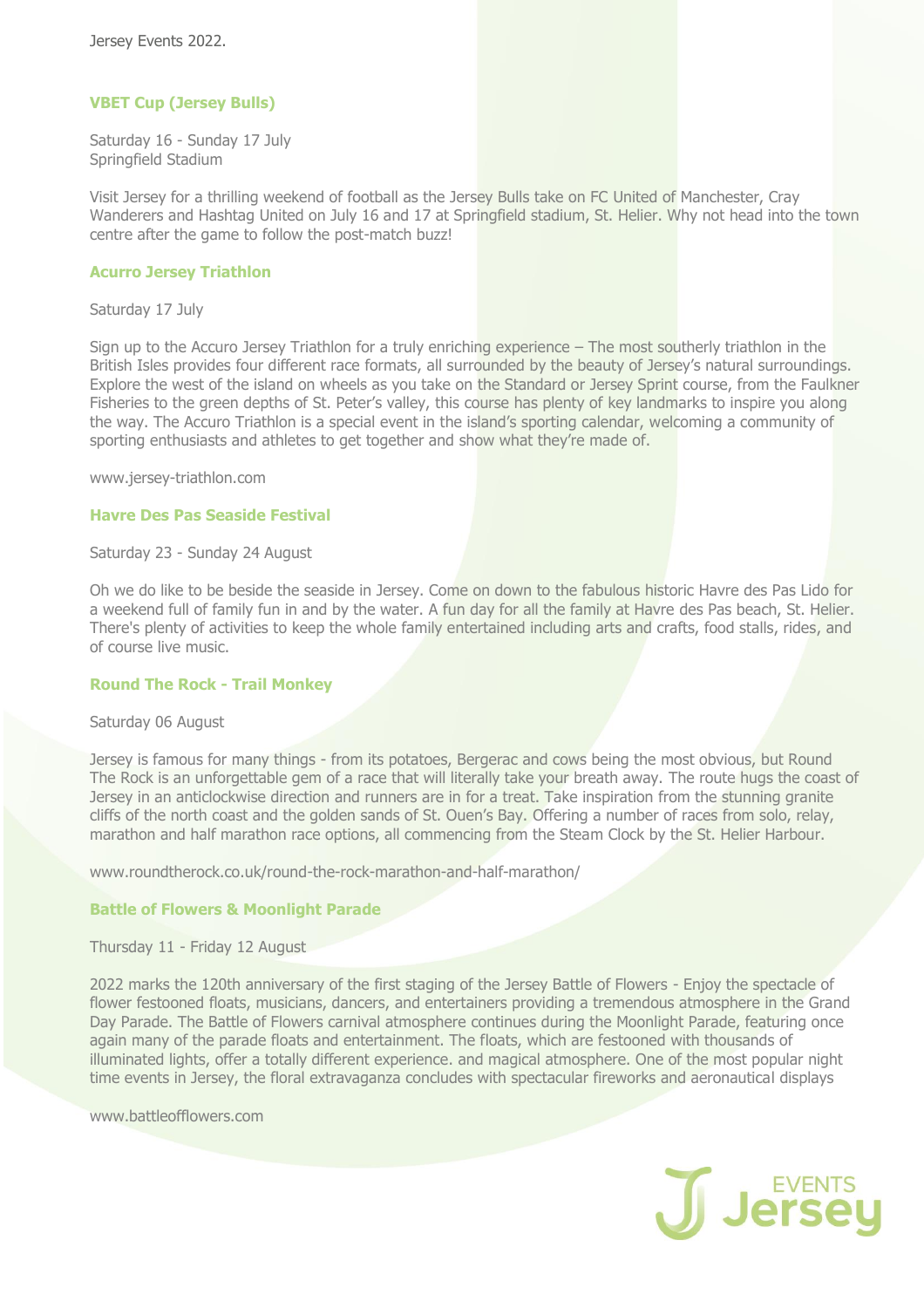Jersey Events 2022.

### VBET Cup (Jersey Bulls)

Saturday 16 - Sunday 17 July
Springfield Stadium

Visit Jersey for a thrilling weekend of football as the Jersey Bulls take on FC United of Manchester, Cray Wanderers and Hashtag United on July 16 and 17 at Springfield stadium, St. Helier. Why not head into the town centre after the game to follow the post-match buzz!

### Acurro Jersey Triathlon

Saturday 17 July

Sign up to the Accuro Jersey Triathlon for a truly enriching experience – The most southerly triathlon in the British Isles provides four different race formats, all surrounded by the beauty of Jersey's natural surroundings. Explore the west of the island on wheels as you take on the Standard or Jersey Sprint course, from the Faulkner Fisheries to the green depths of St. Peter's valley, this course has plenty of key landmarks to inspire you along the way. The Accuro Triathlon is a special event in the island's sporting calendar, welcoming a community of sporting enthusiasts and athletes to get together and show what they're made of.

www.jersey-triathlon.com

### Havre Des Pas Seaside Festival

Saturday 23 - Sunday 24 August

Oh we do like to be beside the seaside in Jersey. Come on down to the fabulous historic Havre des Pas Lido for a weekend full of family fun in and by the water. A fun day for all the family at Havre des Pas beach, St. Helier. There's plenty of activities to keep the whole family entertained including arts and crafts, food stalls, rides, and of course live music.

### Round The Rock - Trail Monkey

Saturday 06 August

Jersey is famous for many things - from its potatoes, Bergerac and cows being the most obvious, but Round The Rock is an unforgettable gem of a race that will literally take your breath away. The route hugs the coast of Jersey in an anticlockwise direction and runners are in for a treat. Take inspiration from the stunning granite cliffs of the north coast and the golden sands of St. Ouen's Bay. Offering a number of races from solo, relay, marathon and half marathon race options, all commencing from the Steam Clock by the St. Helier Harbour.

www.roundtherock.co.uk/round-the-rock-marathon-and-half-marathon/

### Battle of Flowers & Moonlight Parade

Thursday 11 - Friday 12 August

2022 marks the 120th anniversary of the first staging of the Jersey Battle of Flowers - Enjoy the spectacle of flower festooned floats, musicians, dancers, and entertainers providing a tremendous atmosphere in the Grand Day Parade. The Battle of Flowers carnival atmosphere continues during the Moonlight Parade, featuring once again many of the parade floats and entertainment. The floats, which are festooned with thousands of illuminated lights, offer a totally different experience. and magical atmosphere. One of the most popular night time events in Jersey, the floral extravaganza concludes with spectacular fireworks and aeronautical displays

www.battleofflowers.com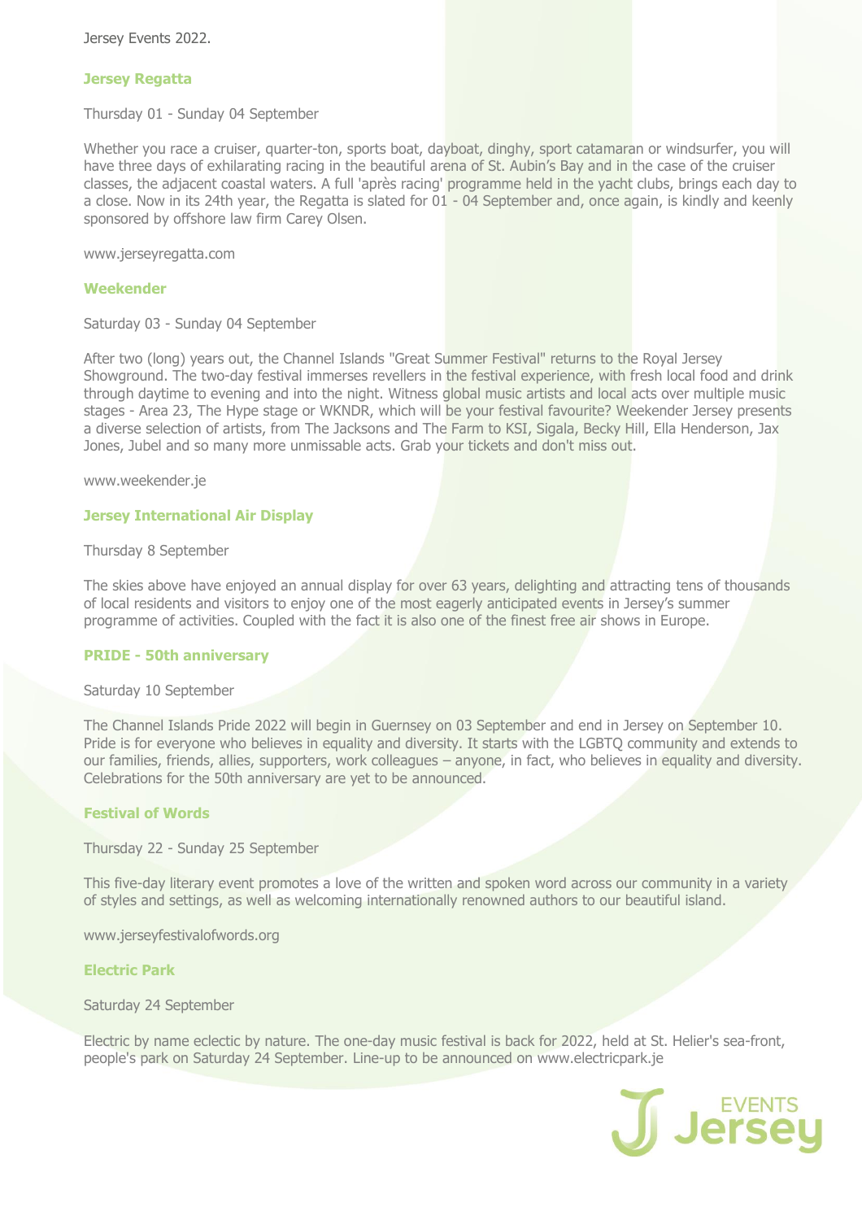Jersey Events 2022.

## Jersey Regatta

Thursday 01 - Sunday 04 September

Whether you race a cruiser, quarter-ton, sports boat, dayboat, dinghy, sport catamaran or windsurfer, you will have three days of exhilarating racing in the beautiful arena of St. Aubin's Bay and in the case of the cruiser classes, the adjacent coastal waters. A full 'après racing' programme held in the yacht clubs, brings each day to a close. Now in its 24th year, the Regatta is slated for 01 - 04 September and, once again, is kindly and keenly sponsored by offshore law firm Carey Olsen.

www.jerseyregatta.com

## Weekender

Saturday 03 - Sunday 04 September

After two (long) years out, the Channel Islands "Great Summer Festival" returns to the Royal Jersey Showground. The two-day festival immerses revellers in the festival experience, with fresh local food and drink through daytime to evening and into the night. Witness global music artists and local acts over multiple music stages - Area 23, The Hype stage or WKNDR, which will be your festival favourite? Weekender Jersey presents a diverse selection of artists, from The Jacksons and The Farm to KSI, Sigala, Becky Hill, Ella Henderson, Jax Jones, Jubel and so many more unmissable acts. Grab your tickets and don't miss out.

www.weekender.je

## Jersey International Air Display

Thursday 8 September

The skies above have enjoyed an annual display for over 63 years, delighting and attracting tens of thousands of local residents and visitors to enjoy one of the most eagerly anticipated events in Jersey's summer programme of activities. Coupled with the fact it is also one of the finest free air shows in Europe.

## PRIDE - 50th anniversary

Saturday 10 September

The Channel Islands Pride 2022 will begin in Guernsey on 03 September and end in Jersey on September 10. Pride is for everyone who believes in equality and diversity. It starts with the LGBTQ community and extends to our families, friends, allies, supporters, work colleagues – anyone, in fact, who believes in equality and diversity. Celebrations for the 50th anniversary are yet to be announced.

## Festival of Words

Thursday 22 - Sunday 25 September

This five-day literary event promotes a love of the written and spoken word across our community in a variety of styles and settings, as well as welcoming internationally renowned authors to our beautiful island.

www.jerseyfestivalofwords.org

## Electric Park

Saturday 24 September

Electric by name eclectic by nature. The one-day music festival is back for 2022, held at St. Helier's sea-front, people's park on Saturday 24 September. Line-up to be announced on www.electricpark.je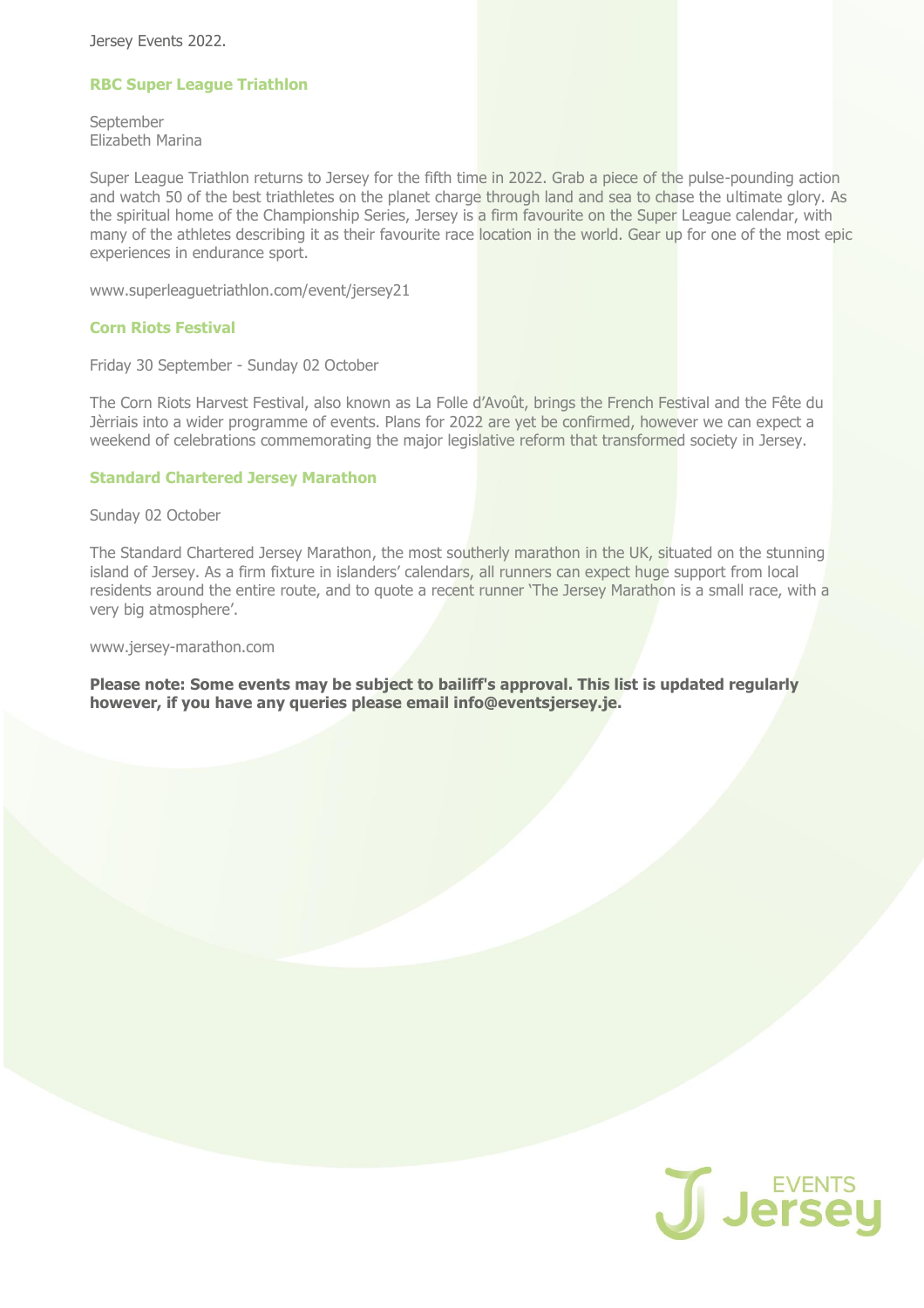Jersey Events 2022.

### RBC Super League Triathlon

September
Elizabeth Marina

Super League Triathlon returns to Jersey for the fifth time in 2022. Grab a piece of the pulse-pounding action and watch 50 of the best triathletes on the planet charge through land and sea to chase the ultimate glory. As the spiritual home of the Championship Series, Jersey is a firm favourite on the Super League calendar, with many of the athletes describing it as their favourite race location in the world. Gear up for one of the most epic experiences in endurance sport.

www.superleaguetriathlon.com/event/jersey21

### Corn Riots Festival

Friday 30 September - Sunday 02 October

The Corn Riots Harvest Festival, also known as La Folle d'Avoût, brings the French Festival and the Fête du Jèrriais into a wider programme of events. Plans for 2022 are yet be confirmed, however we can expect a weekend of celebrations commemorating the major legislative reform that transformed society in Jersey.

### Standard Chartered Jersey Marathon

Sunday 02 October

The Standard Chartered Jersey Marathon, the most southerly marathon in the UK, situated on the stunning island of Jersey. As a firm fixture in islanders' calendars, all runners can expect huge support from local residents around the entire route, and to quote a recent runner 'The Jersey Marathon is a small race, with a very big atmosphere'.

www.jersey-marathon.com

**Please note: Some events may be subject to bailiff's approval. This list is updated regularly however, if you have any queries please email info@eventsjersey.je.**